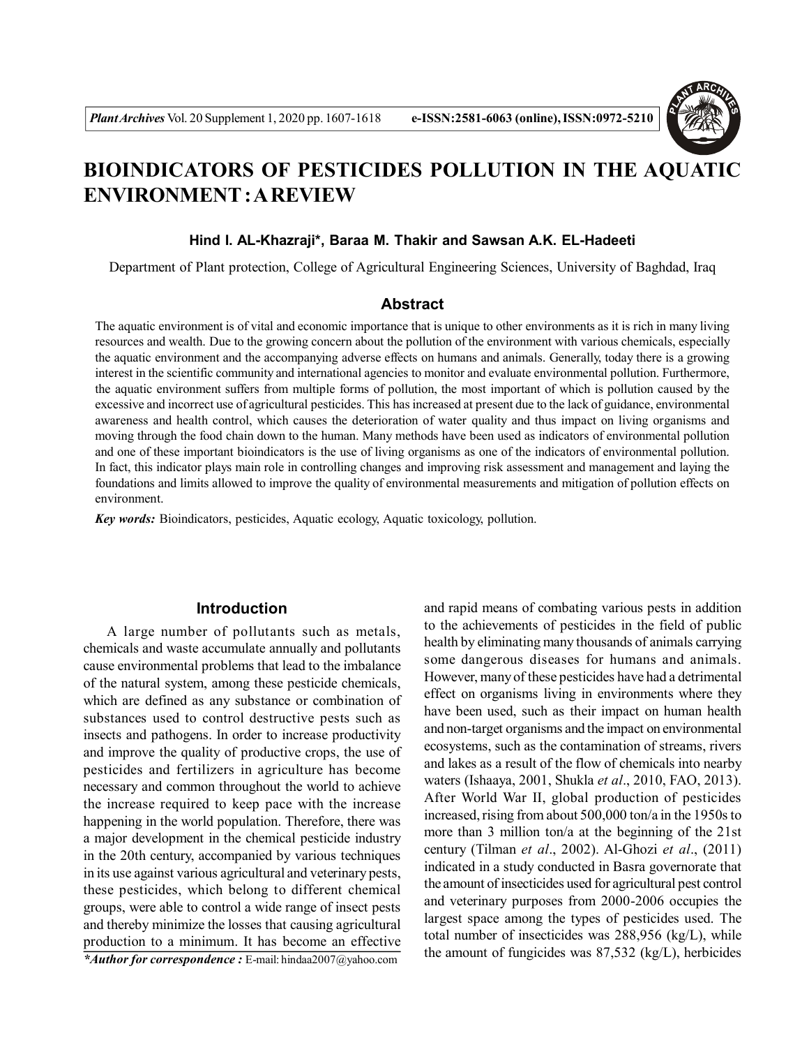# BIOINDICATORS OF PESTICIDES POLLUTION IN THE AQUATIC ENVIRONMENT : A REVIEW

**Hind I. AL-Khazraji*, Baraa M. Thakir and Sawsan A.K. EL-Hadeeti**

Department of Plant protection, College of Agricultural Engineering Sciences, University of Baghdad, Iraq

## Abstract

The aquatic environment is of vital and economic importance that is unique to other environments as it is rich in many living resources and wealth. Due to the growing concern about the pollution of the environment with various chemicals, especially the aquatic environment and the accompanying adverse effects on humans and animals. Generally, today there is a growing interest in the scientific community and international agencies to monitor and evaluate environmental pollution. Furthermore, the aquatic environment suffers from multiple forms of pollution, the most important of which is pollution caused by the excessive and incorrect use of agricultural pesticides. This has increased at present due to the lack of guidance, environmental awareness and health control, which causes the deterioration of water quality and thus impact on living organisms and moving through the food chain down to the human. Many methods have been used as indicators of environmental pollution and one of these important bioindicators is the use of living organisms as one of the indicators of environmental pollution. In fact, this indicator plays main role in controlling changes and improving risk assessment and management and laying the foundations and limits allowed to improve the quality of environmental measurements and mitigation of pollution effects on environment.

***Key words:*** Bioindicators, pesticides, Aquatic ecology, Aquatic toxicology, pollution.

## Introduction

A large number of pollutants such as metals, chemicals and waste accumulate annually and pollutants cause environmental problems that lead to the imbalance of the natural system, among these pesticide chemicals, which are defined as any substance or combination of substances used to control destructive pests such as insects and pathogens. In order to increase productivity and improve the quality of productive crops, the use of pesticides and fertilizers in agriculture has become necessary and common throughout the world to achieve the increase required to keep pace with the increase happening in the world population. Therefore, there was a major development in the chemical pesticide industry in the 20th century, accompanied by various techniques in its use against various agricultural and veterinary pests, these pesticides, which belong to different chemical groups, were able to control a wide range of insect pests and thereby minimize the losses that causing agricultural production to a minimum. It has become an effective and rapid means of combating various pests in addition to the achievements of pesticides in the field of public health by eliminating many thousands of animals carrying some dangerous diseases for humans and animals. However, many of these pesticides have had a detrimental effect on organisms living in environments where they have been used, such as their impact on human health and non-target organisms and the impact on environmental ecosystems, such as the contamination of streams, rivers and lakes as a result of the flow of chemicals into nearby waters (Ishaaya, 2001, Shukla *et al*., 2010, FAO, 2013). After World War II, global production of pesticides increased, rising from about 500,000 ton/a in the 1950s to more than 3 million ton/a at the beginning of the 21st century (Tilman *et al*., 2002). Al-Ghozi *et al*., (2011) indicated in a study conducted in Basra governorate that the amount of insecticides used for agricultural pest control and veterinary purposes from 2000-2006 occupies the largest space among the types of pesticides used. The total number of insecticides was 288,956 (kg/L), while the amount of fungicides was 87,532 (kg/L), herbicides

***Author for correspondence :** E-mail: hindaa2007@yahoo.com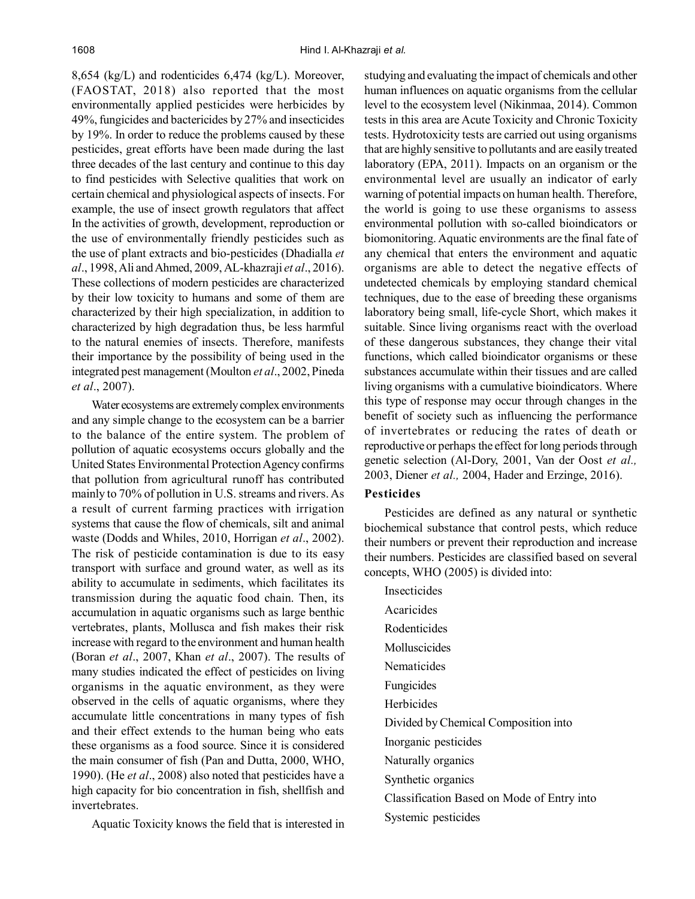8,654 (kg/L) and rodenticides 6,474 (kg/L). Moreover, (FAOSTAT, 2018) also reported that the most environmentally applied pesticides were herbicides by 49%, fungicides and bactericides by 27% and insecticides by 19%. In order to reduce the problems caused by these pesticides, great efforts have been made during the last three decades of the last century and continue to this day to find pesticides with Selective qualities that work on certain chemical and physiological aspects of insects. For example, the use of insect growth regulators that affect In the activities of growth, development, reproduction or the use of environmentally friendly pesticides such as the use of plant extracts and bio-pesticides (Dhadialla *et al*., 1998, Ali and Ahmed, 2009, AL-khazraji *et al*., 2016). These collections of modern pesticides are characterized by their low toxicity to humans and some of them are characterized by their high specialization, in addition to characterized by high degradation thus, be less harmful to the natural enemies of insects. Therefore, manifests their importance by the possibility of being used in the integrated pest management (Moulton *et al*., 2002, Pineda *et al*., 2007).

Water ecosystems are extremely complex environments and any simple change to the ecosystem can be a barrier to the balance of the entire system. The problem of pollution of aquatic ecosystems occurs globally and the United States Environmental Protection Agency confirms that pollution from agricultural runoff has contributed mainly to 70% of pollution in U.S. streams and rivers. As a result of current farming practices with irrigation systems that cause the flow of chemicals, silt and animal waste (Dodds and Whiles, 2010, Horrigan *et al*., 2002). The risk of pesticide contamination is due to its easy transport with surface and ground water, as well as its ability to accumulate in sediments, which facilitates its transmission during the aquatic food chain. Then, its accumulation in aquatic organisms such as large benthic vertebrates, plants, Mollusca and fish makes their risk increase with regard to the environment and human health (Boran *et al*., 2007, Khan *et al*., 2007). The results of many studies indicated the effect of pesticides on living organisms in the aquatic environment, as they were observed in the cells of aquatic organisms, where they accumulate little concentrations in many types of fish and their effect extends to the human being who eats these organisms as a food source. Since it is considered the main consumer of fish (Pan and Dutta, 2000, WHO, 1990). (He *et al*., 2008) also noted that pesticides have a high capacity for bio concentration in fish, shellfish and invertebrates.

Aquatic Toxicity knows the field that is interested in studying and evaluating the impact of chemicals and other human influences on aquatic organisms from the cellular level to the ecosystem level (Nikinmaa, 2014). Common tests in this area are Acute Toxicity and Chronic Toxicity tests. Hydrotoxicity tests are carried out using organisms that are highly sensitive to pollutants and are easily treated laboratory (EPA, 2011). Impacts on an organism or the environmental level are usually an indicator of early warning of potential impacts on human health. Therefore, the world is going to use these organisms to assess environmental pollution with so-called bioindicators or biomonitoring. Aquatic environments are the final fate of any chemical that enters the environment and aquatic organisms are able to detect the negative effects of undetected chemicals by employing standard chemical techniques, due to the ease of breeding these organisms laboratory being small, life-cycle Short, which makes it suitable. Since living organisms react with the overload of these dangerous substances, they change their vital functions, which called bioindicator organisms or these substances accumulate within their tissues and are called living organisms with a cumulative bioindicators. Where this type of response may occur through changes in the benefit of society such as influencing the performance of invertebrates or reducing the rates of death or reproductive or perhaps the effect for long periods through genetic selection (Al-Dory, 2001, Van der Oost *et al.,* 2003, Diener *et al.,* 2004, Hader and Erzinge, 2016).

## Pesticides

Pesticides are defined as any natural or synthetic biochemical substance that control pests, which reduce their numbers or prevent their reproduction and increase their numbers. Pesticides are classified based on several concepts, WHO (2005) is divided into:

Insecticides

Acaricides

Rodenticides

Molluscicides

Nematicides

Fungicides

Herbicides

Divided by Chemical Composition into

Inorganic pesticides

Naturally organics

Synthetic organics

Classification Based on Mode of Entry into

Systemic pesticides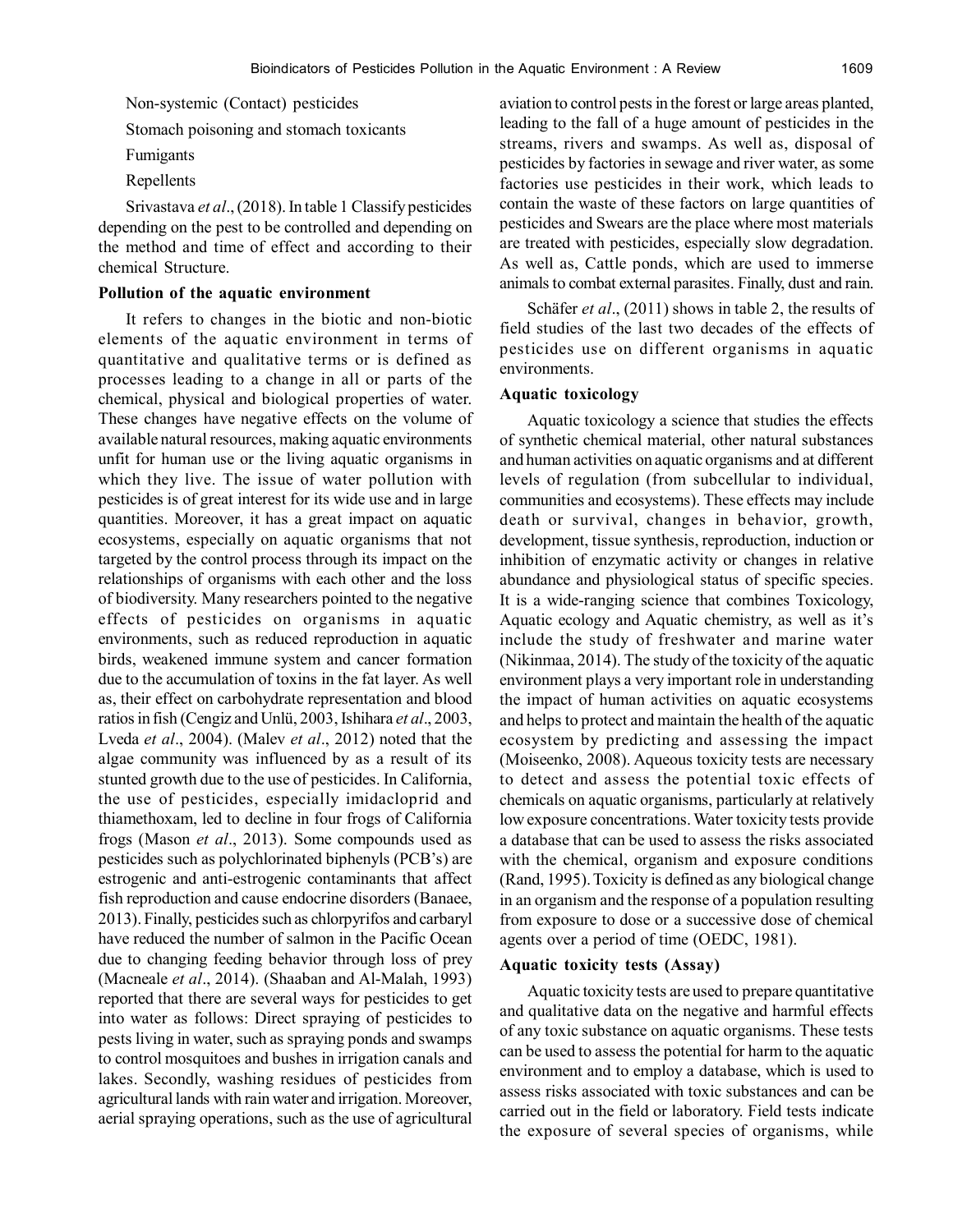Non-systemic (Contact) pesticides

Stomach poisoning and stomach toxicants

Fumigants

Repellents

Srivastava *et al*., (2018). In table 1 Classify pesticides depending on the pest to be controlled and depending on the method and time of effect and according to their chemical Structure.

**Pollution of the aquatic environment**

It refers to changes in the biotic and non-biotic elements of the aquatic environment in terms of quantitative and qualitative terms or is defined as processes leading to a change in all or parts of the chemical, physical and biological properties of water. These changes have negative effects on the volume of available natural resources, making aquatic environments unfit for human use or the living aquatic organisms in which they live. The issue of water pollution with pesticides is of great interest for its wide use and in large quantities. Moreover, it has a great impact on aquatic ecosystems, especially on aquatic organisms that not targeted by the control process through its impact on the relationships of organisms with each other and the loss of biodiversity. Many researchers pointed to the negative effects of pesticides on organisms in aquatic environments, such as reduced reproduction in aquatic birds, weakened immune system and cancer formation due to the accumulation of toxins in the fat layer. As well as, their effect on carbohydrate representation and blood ratios in fish (Cengiz and Unlü, 2003, Ishihara *et al*., 2003, Lveda *et al*., 2004). (Malev *et al*., 2012) noted that the algae community was influenced by as a result of its stunted growth due to the use of pesticides. In California, the use of pesticides, especially imidacloprid and thiamethoxam, led to decline in four frogs of California frogs (Mason *et al*., 2013). Some compounds used as pesticides such as polychlorinated biphenyls (PCB's) are estrogenic and anti-estrogenic contaminants that affect fish reproduction and cause endocrine disorders (Banaee, 2013). Finally, pesticides such as chlorpyrifos and carbaryl have reduced the number of salmon in the Pacific Ocean due to changing feeding behavior through loss of prey (Macneale *et al*., 2014). (Shaaban and Al-Malah, 1993) reported that there are several ways for pesticides to get into water as follows: Direct spraying of pesticides to pests living in water, such as spraying ponds and swamps to control mosquitoes and bushes in irrigation canals and lakes. Secondly, washing residues of pesticides from agricultural lands with rain water and irrigation. Moreover, aerial spraying operations, such as the use of agricultural aviation to control pests in the forest or large areas planted, leading to the fall of a huge amount of pesticides in the streams, rivers and swamps. As well as, disposal of pesticides by factories in sewage and river water, as some factories use pesticides in their work, which leads to contain the waste of these factors on large quantities of pesticides and Swears are the place where most materials are treated with pesticides, especially slow degradation. As well as, Cattle ponds, which are used to immerse animals to combat external parasites. Finally, dust and rain.

Schäfer *et al*., (2011) shows in table 2, the results of field studies of the last two decades of the effects of pesticides use on different organisms in aquatic environments.

**Aquatic toxicology**

Aquatic toxicology a science that studies the effects of synthetic chemical material, other natural substances and human activities on aquatic organisms and at different levels of regulation (from subcellular to individual, communities and ecosystems). These effects may include death or survival, changes in behavior, growth, development, tissue synthesis, reproduction, induction or inhibition of enzymatic activity or changes in relative abundance and physiological status of specific species. It is a wide-ranging science that combines Toxicology, Aquatic ecology and Aquatic chemistry, as well as it's include the study of freshwater and marine water (Nikinmaa, 2014). The study of the toxicity of the aquatic environment plays a very important role in understanding the impact of human activities on aquatic ecosystems and helps to protect and maintain the health of the aquatic ecosystem by predicting and assessing the impact (Moiseenko, 2008). Aqueous toxicity tests are necessary to detect and assess the potential toxic effects of chemicals on aquatic organisms, particularly at relatively low exposure concentrations. Water toxicity tests provide a database that can be used to assess the risks associated with the chemical, organism and exposure conditions (Rand, 1995). Toxicity is defined as any biological change in an organism and the response of a population resulting from exposure to dose or a successive dose of chemical agents over a period of time (OEDC, 1981).

**Aquatic toxicity tests (Assay)**

Aquatic toxicity tests are used to prepare quantitative and qualitative data on the negative and harmful effects of any toxic substance on aquatic organisms. These tests can be used to assess the potential for harm to the aquatic environment and to employ a database, which is used to assess risks associated with toxic substances and can be carried out in the field or laboratory. Field tests indicate the exposure of several species of organisms, while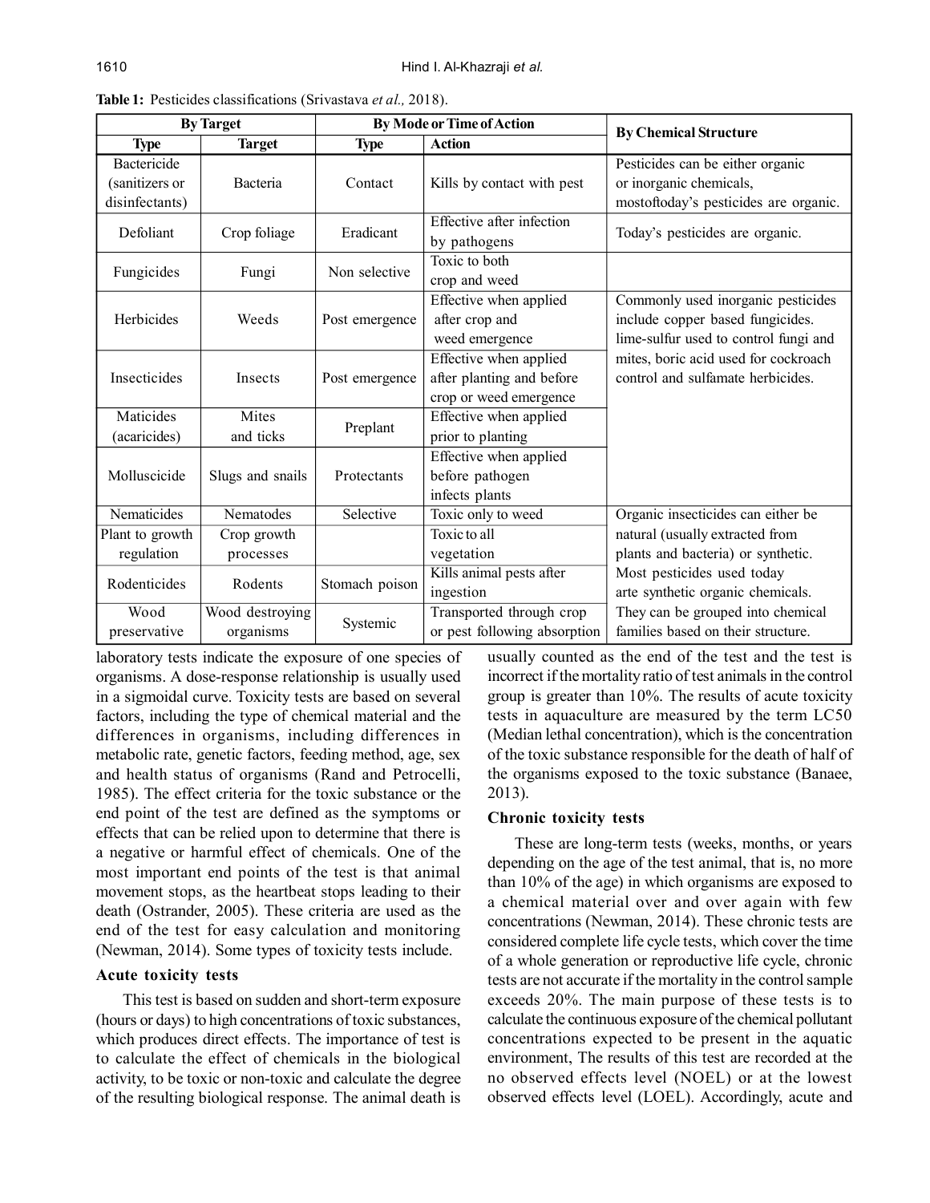**Table 1:** Pesticides classifications (Srivastava *et al.,* 2018).

| By Target | | By Mode or Time of Action | | By Chemical Structure |
|---|---|---|---|---|
| **Type** | **Target** | **Type** | **Action** | |
| Bactericide (sanitizers or disinfectants) | Bacteria | Contact | Kills by contact with pest | Pesticides can be either organic or inorganic chemicals, mostoftoday's pesticides are organic. |
| Defoliant | Crop foliage | Eradicant | Effective after infection by pathogens | Today's pesticides are organic. |
| Fungicides | Fungi | Non selective | Toxic to both crop and weed | |
| Herbicides | Weeds | Post emergence | Effective when applied after crop and weed emergence | Commonly used inorganic pesticides include copper based fungicides. lime-sulfur used to control fungi and mites, boric acid used for cockroach control and sulfamate herbicides. |
| Insecticides | Insects | Post emergence | Effective when applied after planting and before crop or weed emergence | |
| Maticides (acaricides) | Mites and ticks | Preplant | Effective when applied prior to planting | |
| Molluscicide | Slugs and snails | Protectants | Effective when applied before pathogen infects plants | |
| Nematicides | Nematodes | Selective | Toxic only to weed | Organic insecticides can either be natural (usually extracted from plants and bacteria) or synthetic. Most pesticides used today arte synthetic organic chemicals. They can be grouped into chemical families based on their structure. |
| Plant to growth regulation | Crop growth processes | | Toxic to all vegetation | |
| Rodenticides | Rodents | Stomach poison | Kills animal pests after ingestion | |
| Wood preservative | Wood destroying organisms | Systemic | Transported through crop or pest following absorption | |

laboratory tests indicate the exposure of one species of organisms. A dose-response relationship is usually used in a sigmoidal curve. Toxicity tests are based on several factors, including the type of chemical material and the differences in organisms, including differences in metabolic rate, genetic factors, feeding method, age, sex and health status of organisms (Rand and Petrocelli, 1985). The effect criteria for the toxic substance or the end point of the test are defined as the symptoms or effects that can be relied upon to determine that there is a negative or harmful effect of chemicals. One of the most important end points of the test is that animal movement stops, as the heartbeat stops leading to their death (Ostrander, 2005). These criteria are used as the end of the test for easy calculation and monitoring (Newman, 2014). Some types of toxicity tests include.

### Acute toxicity tests

This test is based on sudden and short-term exposure (hours or days) to high concentrations of toxic substances, which produces direct effects. The importance of test is to calculate the effect of chemicals in the biological activity, to be toxic or non-toxic and calculate the degree of the resulting biological response. The animal death is usually counted as the end of the test and the test is incorrect if the mortality ratio of test animals in the control group is greater than 10%. The results of acute toxicity tests in aquaculture are measured by the term LC50 (Median lethal concentration), which is the concentration of the toxic substance responsible for the death of half of the organisms exposed to the toxic substance (Banaee, 2013).

### Chronic toxicity tests

These are long-term tests (weeks, months, or years depending on the age of the test animal, that is, no more than 10% of the age) in which organisms are exposed to a chemical material over and over again with few concentrations (Newman, 2014). These chronic tests are considered complete life cycle tests, which cover the time of a whole generation or reproductive life cycle, chronic tests are not accurate if the mortality in the control sample exceeds 20%. The main purpose of these tests is to calculate the continuous exposure of the chemical pollutant concentrations expected to be present in the aquatic environment, The results of this test are recorded at the no observed effects level (NOEL) or at the lowest observed effects level (LOEL). Accordingly, acute and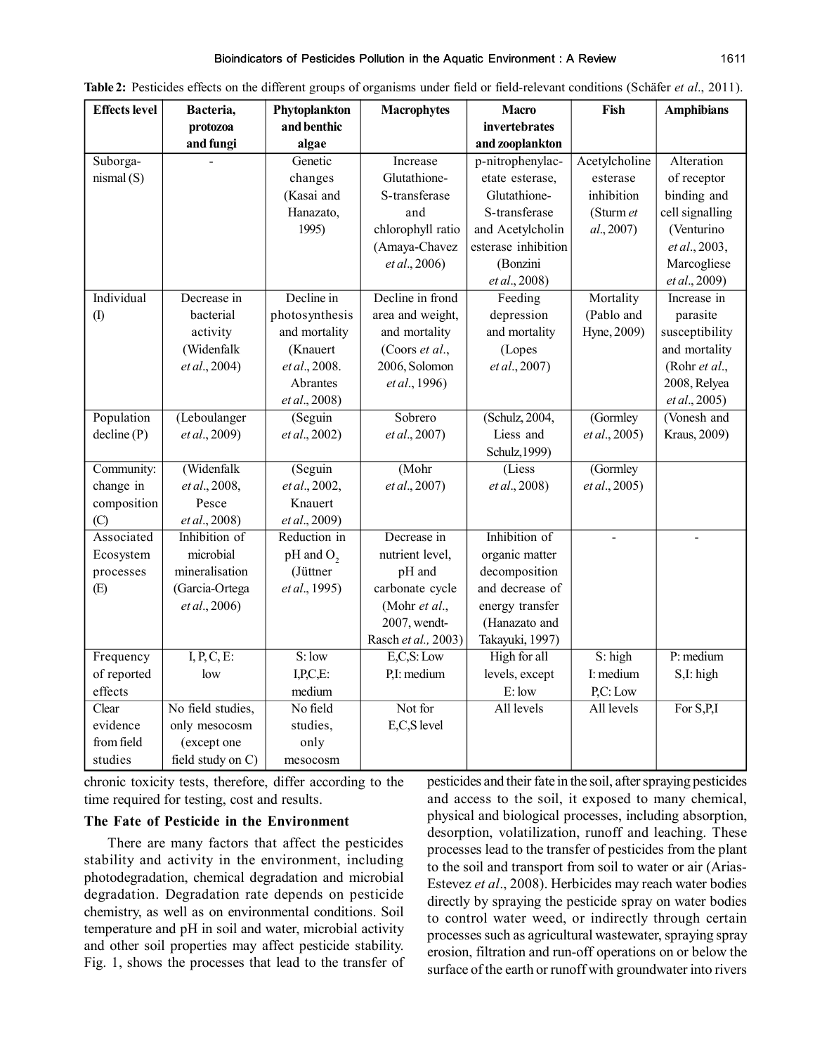**Table 2:** Pesticides effects on the different groups of organisms under field or field-relevant conditions (Schäfer *et al*., 2011).

| Effects level | Bacteria, protozoa and fungi | Phytoplankton and benthic algae | Macrophytes | Macro invertebrates and zooplankton | Fish | Amphibians |
|---|---|---|---|---|---|---|
| Suborga-nismal (S) | - | Genetic changes (Kasai and Hanazato, 1995) | Increase Glutathione-S-transferase and chlorophyll ratio (Amaya-Chavez *et al*., 2006) | p-nitrophenylac-etate esterase, Glutathione-S-transferase and Acetylcholin esterase inhibition (Bonzini *et al*., 2008) | Acetylcholine esterase inhibition (Sturm *et al*., 2007) | Alteration of receptor binding and cell signalling (Venturino *et al*., 2003, Marcogliese *et al*., 2009) |
| Individual (I) | Decrease in bacterial activity (Widenfalk *et al*., 2004) | Decline in photosynthesis and mortality (Knauert *et al*., 2008. Abrantes *et al*., 2008) | Decline in frond area and weight, and mortality (Coors *et al*., 2006, Solomon *et al*., 1996) | Feeding depression and mortality (Lopes *et al*., 2007) | Mortality (Pablo and Hyne, 2009) | Increase in parasite susceptibility and mortality (Rohr *et al*., 2008, Relyea *et al*., 2005) |
| Population decline (P) | (Leboulanger *et al*., 2009) | (Seguin *et al*., 2002) | Sobrero *et al*., 2007) | (Schulz, 2004, Liess and Schulz,1999) | (Gormley *et al*., 2005) | (Vonesh and Kraus, 2009) |
| Community: change in composition (C) | (Widenfalk *et al*., 2008, Pesce *et al*., 2008) | (Seguin *et al*., 2002, Knauert *et al*., 2009) | (Mohr *et al*., 2007) | (Liess *et al*., 2008) | (Gormley *et al*., 2005) | |
| Associated Ecosystem processes (E) | Inhibition of microbial mineralisation (Garcia-Ortega *et al*., 2006) | Reduction in pH and $O_2$ (Jüttner *et al*., 1995) | Decrease in nutrient level, pH and carbonate cycle (Mohr *et al*., 2007, wendt-Rasch *et al.,* 2003) | Inhibition of organic matter decomposition and decrease of energy transfer (Hanazato and Takayuki, 1997) | - | - |
| Frequency of reported effects | I, P, C, E: low | S: low I,P,C,E: medium | E,C,S: Low P,I: medium | High for all levels, except E: low | S: high I: medium P,C: Low | P: medium S,I: high |
| Clear evidence from field studies | No field studies, only mesocosm (except one field study on C) | No field studies, only mesocosm | Not for E,C,S level | All levels | All levels | For S,P,I |

chronic toxicity tests, therefore, differ according to the time required for testing, cost and results.

### The Fate of Pesticide in the Environment

There are many factors that affect the pesticides stability and activity in the environment, including photodegradation, chemical degradation and microbial degradation. Degradation rate depends on pesticide chemistry, as well as on environmental conditions. Soil temperature and pH in soil and water, microbial activity and other soil properties may affect pesticide stability. Fig. 1, shows the processes that lead to the transfer of pesticides and their fate in the soil, after spraying pesticides and access to the soil, it exposed to many chemical, physical and biological processes, including absorption, desorption, volatilization, runoff and leaching. These processes lead to the transfer of pesticides from the plant to the soil and transport from soil to water or air (Arias-Estevez *et al*., 2008). Herbicides may reach water bodies directly by spraying the pesticide spray on water bodies to control water weed, or indirectly through certain processes such as agricultural wastewater, spraying spray erosion, filtration and run-off operations on or below the surface of the earth or runoff with groundwater into rivers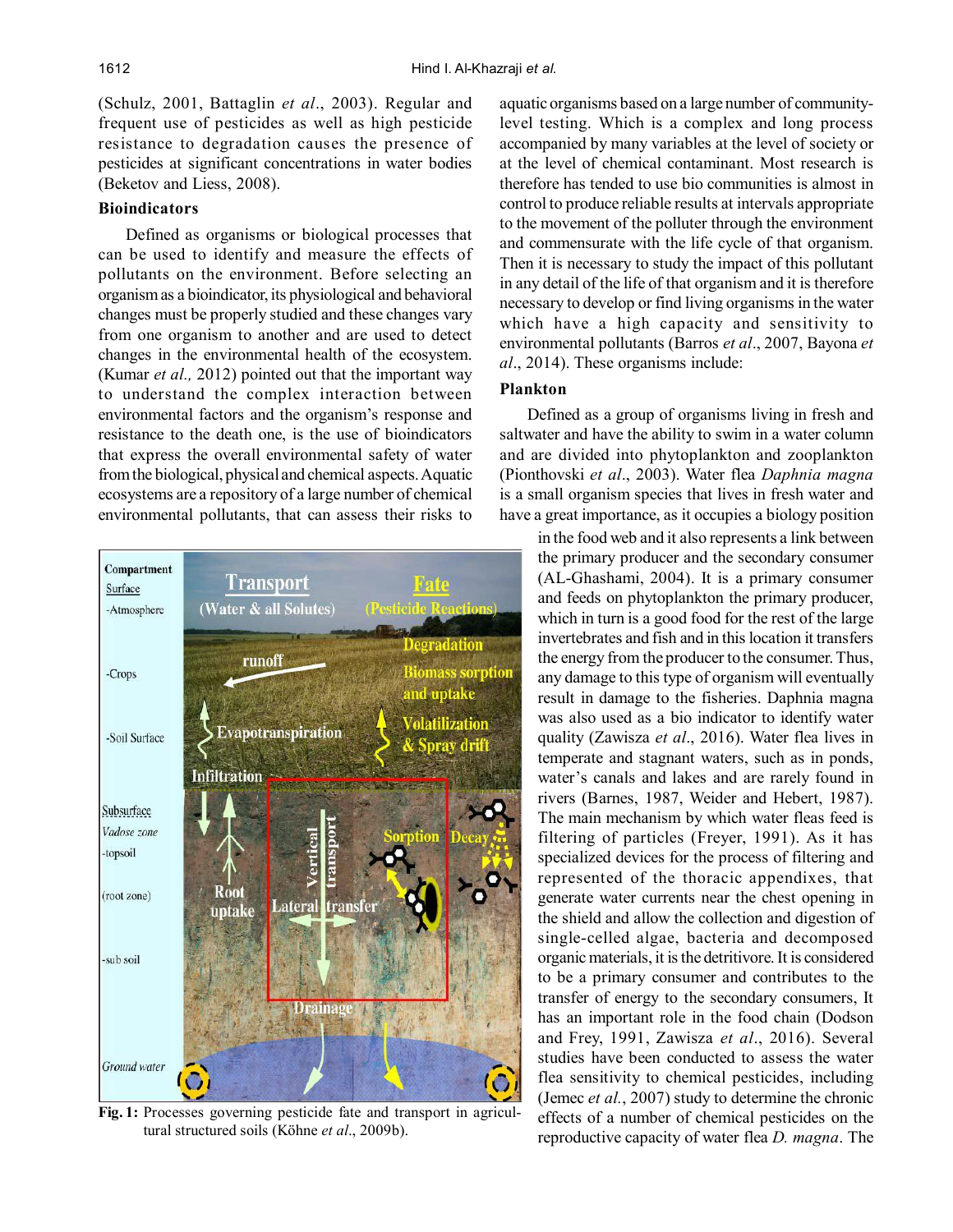(Schulz, 2001, Battaglin *et al*., 2003). Regular and frequent use of pesticides as well as high pesticide resistance to degradation causes the presence of pesticides at significant concentrations in water bodies (Beketov and Liess, 2008).

## Bioindicators

Defined as organisms or biological processes that can be used to identify and measure the effects of pollutants on the environment. Before selecting an organism as a bioindicator, its physiological and behavioral changes must be properly studied and these changes vary from one organism to another and are used to detect changes in the environmental health of the ecosystem. (Kumar *et al.,* 2012) pointed out that the important way to understand the complex interaction between environmental factors and the organism's response and resistance to the death one, is the use of bioindicators that express the overall environmental safety of water from the biological, physical and chemical aspects. Aquatic ecosystems are a repository of a large number of chemical environmental pollutants, that can assess their risks to aquatic organisms based on a large number of community-level testing. Which is a complex and long process accompanied by many variables at the level of society or at the level of chemical contaminant. Most research is therefore has tended to use bio communities is almost in control to produce reliable results at intervals appropriate to the movement of the polluter through the environment and commensurate with the life cycle of that organism. Then it is necessary to study the impact of this pollutant in any detail of the life of that organism and it is therefore necessary to develop or find living organisms in the water which have a high capacity and sensitivity to environmental pollutants (Barros *et al*., 2007, Bayona *et al*., 2014). These organisms include:

**Fig. 1:** Processes governing pesticide fate and transport in agricultural structured soils (Köhne *et al*., 2009b).

## Plankton

Defined as a group of organisms living in fresh and saltwater and have the ability to swim in a water column and are divided into phytoplankton and zooplankton (Pionthovski *et al*., 2003). Water flea *Daphnia magna* is a small organism species that lives in fresh water and have a great importance, as it occupies a biology position in the food web and it also represents a link between the primary producer and the secondary consumer (AL-Ghashami, 2004). It is a primary consumer and feeds on phytoplankton the primary producer, which in turn is a good food for the rest of the large invertebrates and fish and in this location it transfers the energy from the producer to the consumer. Thus, any damage to this type of organism will eventually result in damage to the fisheries. Daphnia magna was also used as a bio indicator to identify water quality (Zawisza *et al*., 2016). Water flea lives in temperate and stagnant waters, such as in ponds, water's canals and lakes and are rarely found in rivers (Barnes, 1987, Weider and Hebert, 1987). The main mechanism by which water fleas feed is filtering of particles (Freyer, 1991). As it has specialized devices for the process of filtering and represented of the thoracic appendixes, that generate water currents near the chest opening in the shield and allow the collection and digestion of single-celled algae, bacteria and decomposed organic materials, it is the detritivore. It is considered to be a primary consumer and contributes to the transfer of energy to the secondary consumers, It has an important role in the food chain (Dodson and Frey, 1991, Zawisza *et al*., 2016). Several studies have been conducted to assess the water flea sensitivity to chemical pesticides, including (Jemec *et al.*, 2007) study to determine the chronic effects of a number of chemical pesticides on the reproductive capacity of water flea *D. magna*. The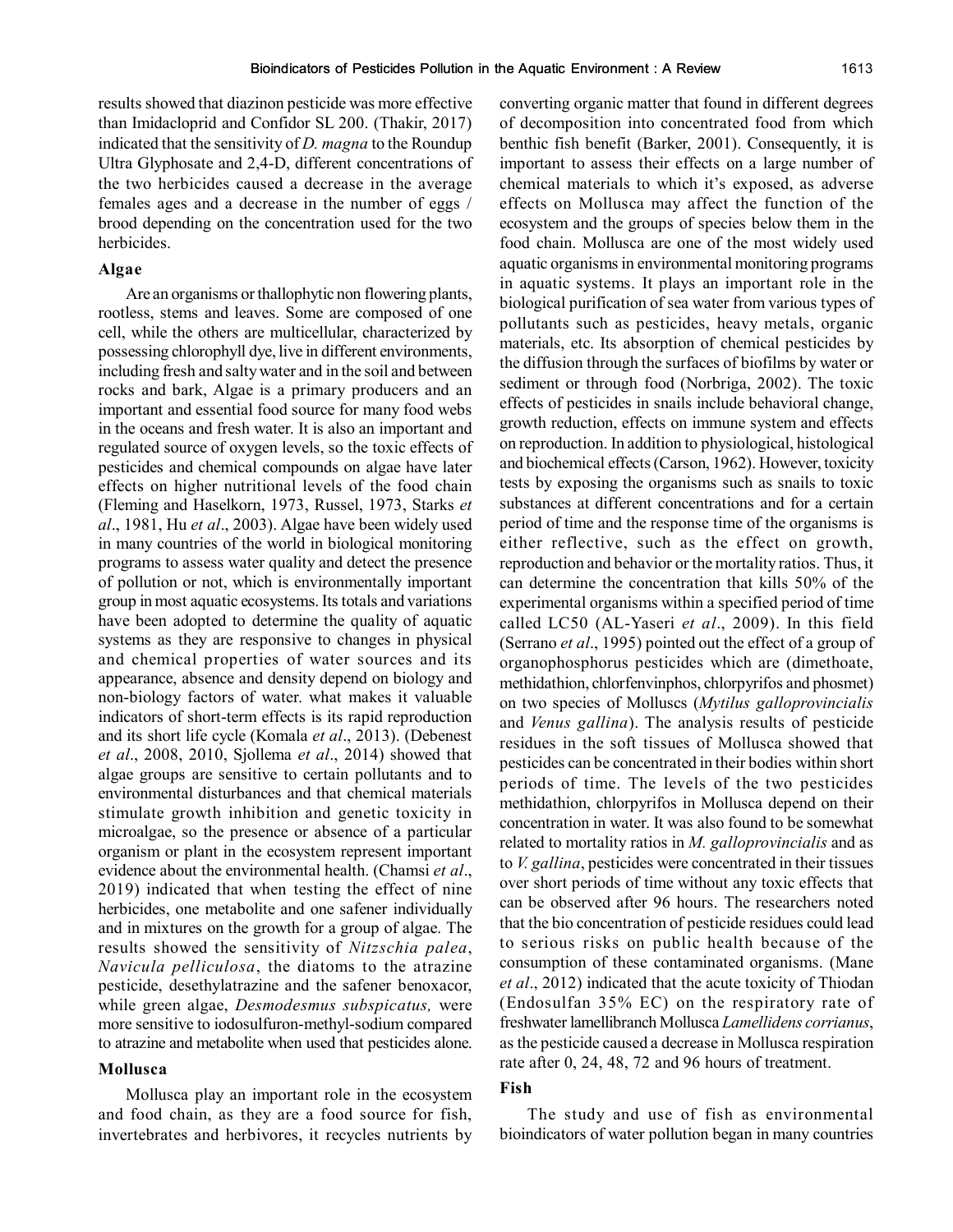results showed that diazinon pesticide was more effective than Imidacloprid and Confidor SL 200. (Thakir, 2017) indicated that the sensitivity of *D. magna* to the Roundup Ultra Glyphosate and 2,4-D, different concentrations of the two herbicides caused a decrease in the average females ages and a decrease in the number of eggs / brood depending on the concentration used for the two herbicides.

### Algae

Are an organisms or thallophytic non flowering plants, rootless, stems and leaves. Some are composed of one cell, while the others are multicellular, characterized by possessing chlorophyll dye, live in different environments, including fresh and salty water and in the soil and between rocks and bark, Algae is a primary producers and an important and essential food source for many food webs in the oceans and fresh water. It is also an important and regulated source of oxygen levels, so the toxic effects of pesticides and chemical compounds on algae have later effects on higher nutritional levels of the food chain (Fleming and Haselkorn, 1973, Russel, 1973, Starks *et al*., 1981, Hu *et al*., 2003). Algae have been widely used in many countries of the world in biological monitoring programs to assess water quality and detect the presence of pollution or not, which is environmentally important group in most aquatic ecosystems. Its totals and variations have been adopted to determine the quality of aquatic systems as they are responsive to changes in physical and chemical properties of water sources and its appearance, absence and density depend on biology and non-biology factors of water. what makes it valuable indicators of short-term effects is its rapid reproduction and its short life cycle (Komala *et al*., 2013). (Debenest *et al*., 2008, 2010, Sjollema *et al*., 2014) showed that algae groups are sensitive to certain pollutants and to environmental disturbances and that chemical materials stimulate growth inhibition and genetic toxicity in microalgae, so the presence or absence of a particular organism or plant in the ecosystem represent important evidence about the environmental health. (Chamsi *et al*., 2019) indicated that when testing the effect of nine herbicides, one metabolite and one safener individually and in mixtures on the growth for a group of algae. The results showed the sensitivity of *Nitzschia palea*, *Navicula pelliculosa*, the diatoms to the atrazine pesticide, desethylatrazine and the safener benoxacor, while green algae, *Desmodesmus subspicatus,* were more sensitive to iodosulfuron-methyl-sodium compared to atrazine and metabolite when used that pesticides alone.

### Mollusca

Mollusca play an important role in the ecosystem and food chain, as they are a food source for fish, invertebrates and herbivores, it recycles nutrients by converting organic matter that found in different degrees of decomposition into concentrated food from which benthic fish benefit (Barker, 2001). Consequently, it is important to assess their effects on a large number of chemical materials to which it's exposed, as adverse effects on Mollusca may affect the function of the ecosystem and the groups of species below them in the food chain. Mollusca are one of the most widely used aquatic organisms in environmental monitoring programs in aquatic systems. It plays an important role in the biological purification of sea water from various types of pollutants such as pesticides, heavy metals, organic materials, etc. Its absorption of chemical pesticides by the diffusion through the surfaces of biofilms by water or sediment or through food (Norbriga, 2002). The toxic effects of pesticides in snails include behavioral change, growth reduction, effects on immune system and effects on reproduction. In addition to physiological, histological and biochemical effects (Carson, 1962). However, toxicity tests by exposing the organisms such as snails to toxic substances at different concentrations and for a certain period of time and the response time of the organisms is either reflective, such as the effect on growth, reproduction and behavior or the mortality ratios. Thus, it can determine the concentration that kills 50% of the experimental organisms within a specified period of time called LC50 (AL-Yaseri *et al*., 2009). In this field (Serrano *et al*., 1995) pointed out the effect of a group of organophosphorus pesticides which are (dimethoate, methidathion, chlorfenvinphos, chlorpyrifos and phosmet) on two species of Molluscs (*Mytilus galloprovincialis* and *Venus gallina*). The analysis results of pesticide residues in the soft tissues of Mollusca showed that pesticides can be concentrated in their bodies within short periods of time. The levels of the two pesticides methidathion, chlorpyrifos in Mollusca depend on their concentration in water. It was also found to be somewhat related to mortality ratios in *M. galloprovincialis* and as to *V. gallina*, pesticides were concentrated in their tissues over short periods of time without any toxic effects that can be observed after 96 hours. The researchers noted that the bio concentration of pesticide residues could lead to serious risks on public health because of the consumption of these contaminated organisms. (Mane *et al*., 2012) indicated that the acute toxicity of Thiodan (Endosulfan 35% EC) on the respiratory rate of freshwater lamellibranch Mollusca *Lamellidens corrianus*, as the pesticide caused a decrease in Mollusca respiration rate after 0, 24, 48, 72 and 96 hours of treatment.

### Fish

The study and use of fish as environmental bioindicators of water pollution began in many countries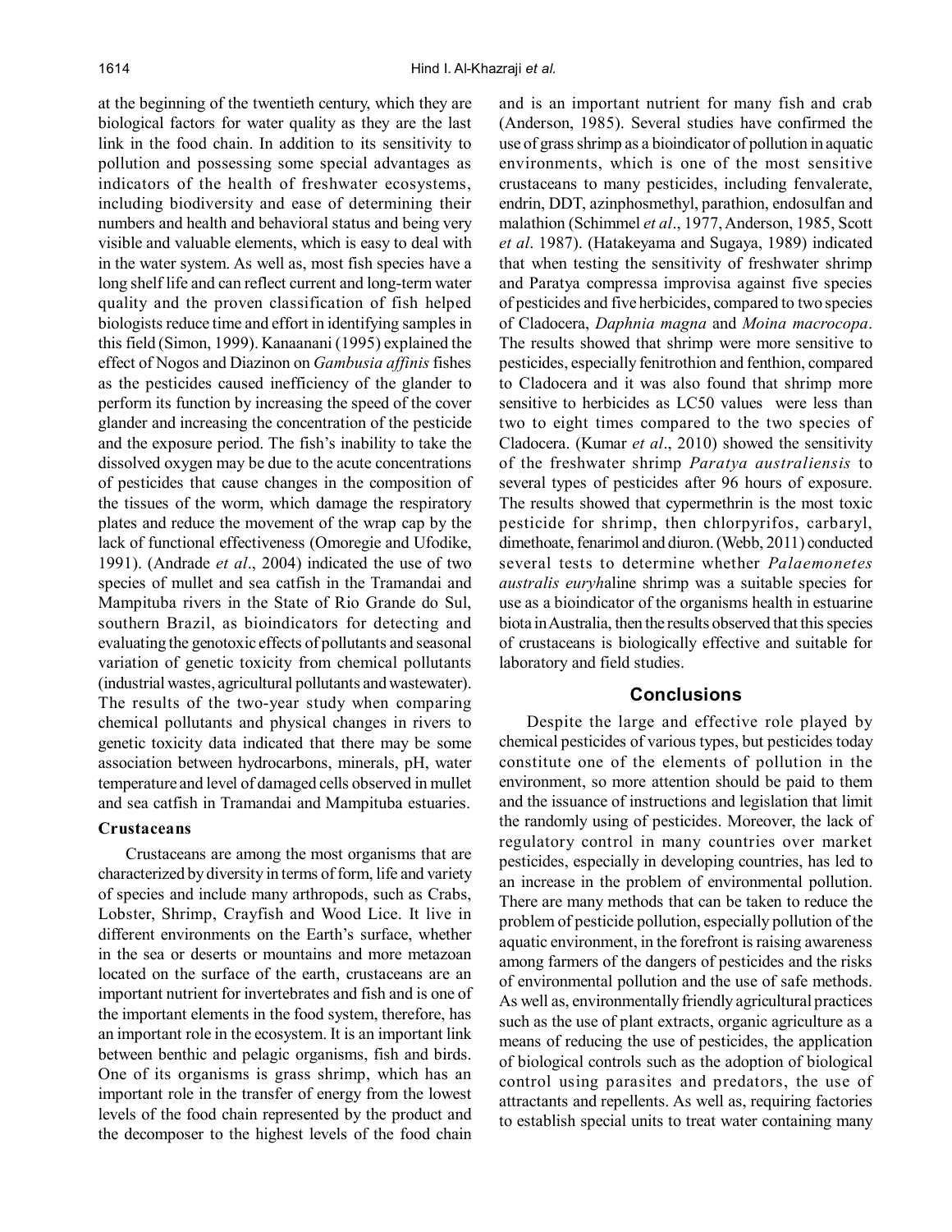at the beginning of the twentieth century, which they are biological factors for water quality as they are the last link in the food chain. In addition to its sensitivity to pollution and possessing some special advantages as indicators of the health of freshwater ecosystems, including biodiversity and ease of determining their numbers and health and behavioral status and being very visible and valuable elements, which is easy to deal with in the water system. As well as, most fish species have a long shelf life and can reflect current and long-term water quality and the proven classification of fish helped biologists reduce time and effort in identifying samples in this field (Simon, 1999). Kanaanani (1995) explained the effect of Nogos and Diazinon on *Gambusia affinis* fishes as the pesticides caused inefficiency of the glander to perform its function by increasing the speed of the cover glander and increasing the concentration of the pesticide and the exposure period. The fish's inability to take the dissolved oxygen may be due to the acute concentrations of pesticides that cause changes in the composition of the tissues of the worm, which damage the respiratory plates and reduce the movement of the wrap cap by the lack of functional effectiveness (Omoregie and Ufodike, 1991). (Andrade *et al*., 2004) indicated the use of two species of mullet and sea catfish in the Tramandai and Mampituba rivers in the State of Rio Grande do Sul, southern Brazil, as bioindicators for detecting and evaluating the genotoxic effects of pollutants and seasonal variation of genetic toxicity from chemical pollutants (industrial wastes, agricultural pollutants and wastewater). The results of the two-year study when comparing chemical pollutants and physical changes in rivers to genetic toxicity data indicated that there may be some association between hydrocarbons, minerals, pH, water temperature and level of damaged cells observed in mullet and sea catfish in Tramandai and Mampituba estuaries.

### Crustaceans

Crustaceans are among the most organisms that are characterized by diversity in terms of form, life and variety of species and include many arthropods, such as Crabs, Lobster, Shrimp, Crayfish and Wood Lice. It live in different environments on the Earth's surface, whether in the sea or deserts or mountains and more metazoan located on the surface of the earth, crustaceans are an important nutrient for invertebrates and fish and is one of the important elements in the food system, therefore, has an important role in the ecosystem. It is an important link between benthic and pelagic organisms, fish and birds. One of its organisms is grass shrimp, which has an important role in the transfer of energy from the lowest levels of the food chain represented by the product and the decomposer to the highest levels of the food chain and is an important nutrient for many fish and crab (Anderson, 1985). Several studies have confirmed the use of grass shrimp as a bioindicator of pollution in aquatic environments, which is one of the most sensitive crustaceans to many pesticides, including fenvalerate, endrin, DDT, azinphosmethyl, parathion, endosulfan and malathion (Schimmel *et al*., 1977, Anderson, 1985, Scott *et al*. 1987). (Hatakeyama and Sugaya, 1989) indicated that when testing the sensitivity of freshwater shrimp and Paratya compressa improvisa against five species of pesticides and five herbicides, compared to two species of Cladocera, *Daphnia magna* and *Moina macrocopa*. The results showed that shrimp were more sensitive to pesticides, especially fenitrothion and fenthion, compared to Cladocera and it was also found that shrimp more sensitive to herbicides as LC50 values were less than two to eight times compared to the two species of Cladocera. (Kumar *et al*., 2010) showed the sensitivity of the freshwater shrimp *Paratya australiensis* to several types of pesticides after 96 hours of exposure. The results showed that cypermethrin is the most toxic pesticide for shrimp, then chlorpyrifos, carbaryl, dimethoate, fenarimol and diuron. (Webb, 2011) conducted several tests to determine whether *Palaemonetes australis euryh*aline shrimp was a suitable species for use as a bioindicator of the organisms health in estuarine biota in Australia, then the results observed that this species of crustaceans is biologically effective and suitable for laboratory and field studies.

## Conclusions

Despite the large and effective role played by chemical pesticides of various types, but pesticides today constitute one of the elements of pollution in the environment, so more attention should be paid to them and the issuance of instructions and legislation that limit the randomly using of pesticides. Moreover, the lack of regulatory control in many countries over market pesticides, especially in developing countries, has led to an increase in the problem of environmental pollution. There are many methods that can be taken to reduce the problem of pesticide pollution, especially pollution of the aquatic environment, in the forefront is raising awareness among farmers of the dangers of pesticides and the risks of environmental pollution and the use of safe methods. As well as, environmentally friendly agricultural practices such as the use of plant extracts, organic agriculture as a means of reducing the use of pesticides, the application of biological controls such as the adoption of biological control using parasites and predators, the use of attractants and repellents. As well as, requiring factories to establish special units to treat water containing many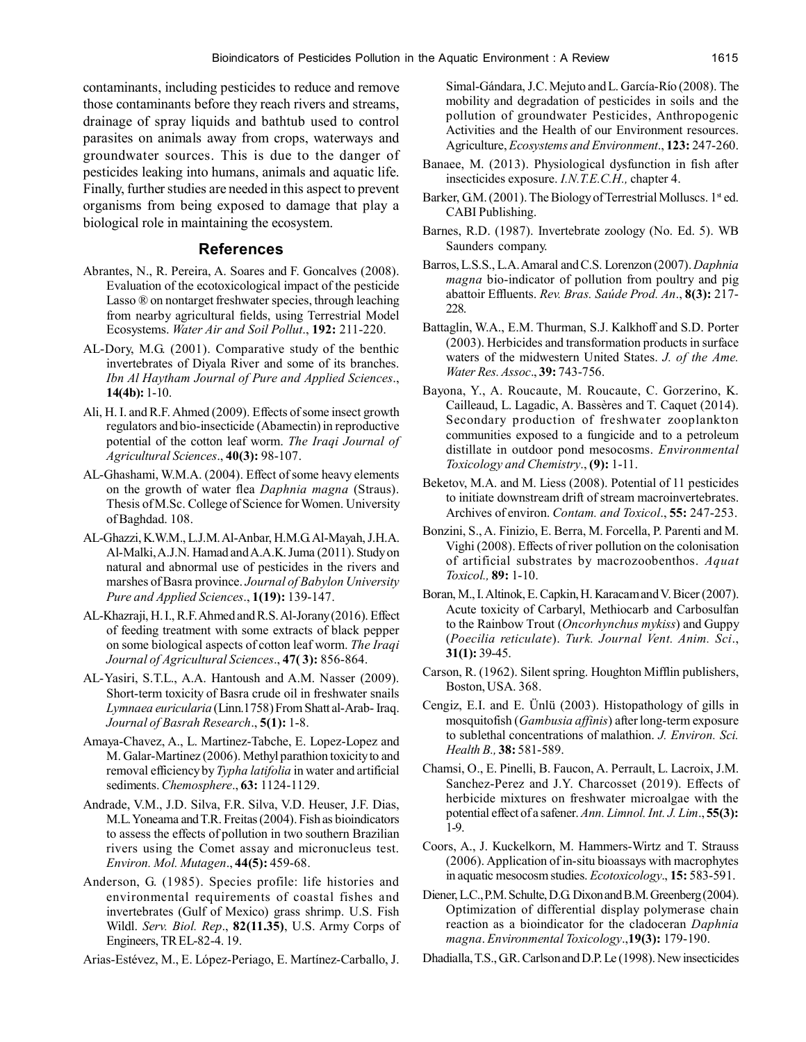contaminants, including pesticides to reduce and remove those contaminants before they reach rivers and streams, drainage of spray liquids and bathtub used to control parasites on animals away from crops, waterways and groundwater sources. This is due to the danger of pesticides leaking into humans, animals and aquatic life. Finally, further studies are needed in this aspect to prevent organisms from being exposed to damage that play a biological role in maintaining the ecosystem.

## References

Abrantes, N., R. Pereira, A. Soares and F. Goncalves (2008). Evaluation of the ecotoxicological impact of the pesticide Lasso ® on nontarget freshwater species, through leaching from nearby agricultural fields, using Terrestrial Model Ecosystems. *Water Air and Soil Pollut*., **192:** 211-220.

AL-Dory, M.G. (2001). Comparative study of the benthic invertebrates of Diyala River and some of its branches. *Ibn Al Haytham Journal of Pure and Applied Sciences*., **14(4b):** 1-10.

Ali, H. I. and R.F. Ahmed (2009). Effects of some insect growth regulators and bio-insecticide (Abamectin) in reproductive potential of the cotton leaf worm. *The Iraqi Journal of Agricultural Sciences*., **40(3):** 98-107.

AL-Ghashami, W.M.A. (2004). Effect of some heavy elements on the growth of water flea *Daphnia magna* (Straus). Thesis of M.Sc. College of Science for Women. University of Baghdad. 108.

AL-Ghazzi, K.W.M., L.J.M. Al-Anbar, H.M.G. Al-Mayah, J.H.A. Al-Malki, A.J.N. Hamad and A.A.K. Juma (2011). Study on natural and abnormal use of pesticides in the rivers and marshes of Basra province. *Journal of Babylon University Pure and Applied Sciences*., **1(19):** 139-147.

AL-Khazraji, H. I., R.F. Ahmed and R.S. Al-Jorany (2016). Effect of feeding treatment with some extracts of black pepper on some biological aspects of cotton leaf worm. *The Iraqi Journal of Agricultural Sciences*., **47( 3):** 856-864.

AL-Yasiri, S.T.L., A.A. Hantoush and A.M. Nasser (2009). Short-term toxicity of Basra crude oil in freshwater snails *Lymnaea euricularia* (Linn.1758) From Shatt al-Arab- Iraq. *Journal of Basrah Research*., **5(1):** 1-8.

Amaya-Chavez, A., L. Martinez-Tabche, E. Lopez-Lopez and M. Galar-Martinez (2006). Methyl parathion toxicity to and removal efficiency by *Typha latifolia* in water and artificial sediments. *Chemosphere*., **63:** 1124-1129.

Andrade, V.M., J.D. Silva, F.R. Silva, V.D. Heuser, J.F. Dias, M.L. Yoneama and T.R. Freitas (2004). Fish as bioindicators to assess the effects of pollution in two southern Brazilian rivers using the Comet assay and micronucleus test. *Environ. Mol. Mutagen*., **44(5):** 459-68.

Anderson, G. (1985). Species profile: life histories and environmental requirements of coastal fishes and invertebrates (Gulf of Mexico) grass shrimp. U.S. Fish Wildl. *Serv. Biol. Rep*., **82(11.35)**, U.S. Army Corps of Engineers, TR EL-82-4. 19.

Arias-Estévez, M., E. López-Periago, E. Martínez-Carballo, J. Simal-Gándara, J.C. Mejuto and L. García-Río (2008). The mobility and degradation of pesticides in soils and the pollution of groundwater Pesticides, Anthropogenic Activities and the Health of our Environment resources. Agriculture, *Ecosystems and Environment*., **123:** 247-260.

Banaee, M. (2013). Physiological dysfunction in fish after insecticides exposure. *I.N.T.E.C.H.,* chapter 4.

Barker, G.M. (2001). The Biology of Terrestrial Molluscs. 1st ed. CABI Publishing.

Barnes, R.D. (1987). Invertebrate zoology (No. Ed. 5). WB Saunders company.

Barros, L.S.S., L.A. Amaral and C.S. Lorenzon (2007). *Daphnia magna* bio-indicator of pollution from poultry and pig abattoir Effluents. *Rev. Bras. Saúde Prod. An*., **8(3):** 217-228.

Battaglin, W.A., E.M. Thurman, S.J. Kalkhoff and S.D. Porter (2003). Herbicides and transformation products in surface waters of the midwestern United States. *J. of the Ame. Water Res. Assoc*., **39:** 743-756.

Bayona, Y., A. Roucaute, M. Roucaute, C. Gorzerino, K. Cailleaud, L. Lagadic, A. Bassères and T. Caquet (2014). Secondary production of freshwater zooplankton communities exposed to a fungicide and to a petroleum distillate in outdoor pond mesocosms. *Environmental Toxicology and Chemistry*., **(9):** 1-11.

Beketov, M.A. and M. Liess (2008). Potential of 11 pesticides to initiate downstream drift of stream macroinvertebrates. Archives of environ. *Contam. and Toxicol*., **55:** 247-253.

Bonzini, S., A. Finizio, E. Berra, M. Forcella, P. Parenti and M. Vighi (2008). Effects of river pollution on the colonisation of artificial substrates by macrozoobenthos. *Aquat Toxicol.,* **89:** 1-10.

Boran, M., I. Altinok, E. Capkin, H. Karacam and V. Bicer (2007). Acute toxicity of Carbaryl, Methiocarb and Carbosulfan to the Rainbow Trout (*Oncorhynchus mykiss*) and Guppy (*Poecilia reticulate*). *Turk. Journal Vent. Anim. Sci*., **31(1):** 39-45.

Carson, R. (1962). Silent spring. Houghton Mifflin publishers, Boston, USA. 368.

Cengiz, E.I. and E. Ünlü (2003). Histopathology of gills in mosquitofish (*Gambusia affinis*) after long-term exposure to sublethal concentrations of malathion. *J. Environ. Sci. Health B.,* **38:** 581-589.

Chamsi, O., E. Pinelli, B. Faucon, A. Perrault, L. Lacroix, J.M. Sanchez-Perez and J.Y. Charcosset (2019). Effects of herbicide mixtures on freshwater microalgae with the potential effect of a safener. *Ann. Limnol. Int. J. Lim*., **55(3):** 1-9.

Coors, A., J. Kuckelkorn, M. Hammers-Wirtz and T. Strauss (2006). Application of in-situ bioassays with macrophytes in aquatic mesocosm studies. *Ecotoxicology*., **15:** 583-591.

Diener, L.C., P.M. Schulte, D.G. Dixon and B.M. Greenberg (2004). Optimization of differential display polymerase chain reaction as a bioindicator for the cladoceran *Daphnia magna*. *Environmental Toxicology*.,**19(3):** 179-190.

Dhadialla, T.S., G.R. Carlson and D.P. Le (1998). New insecticides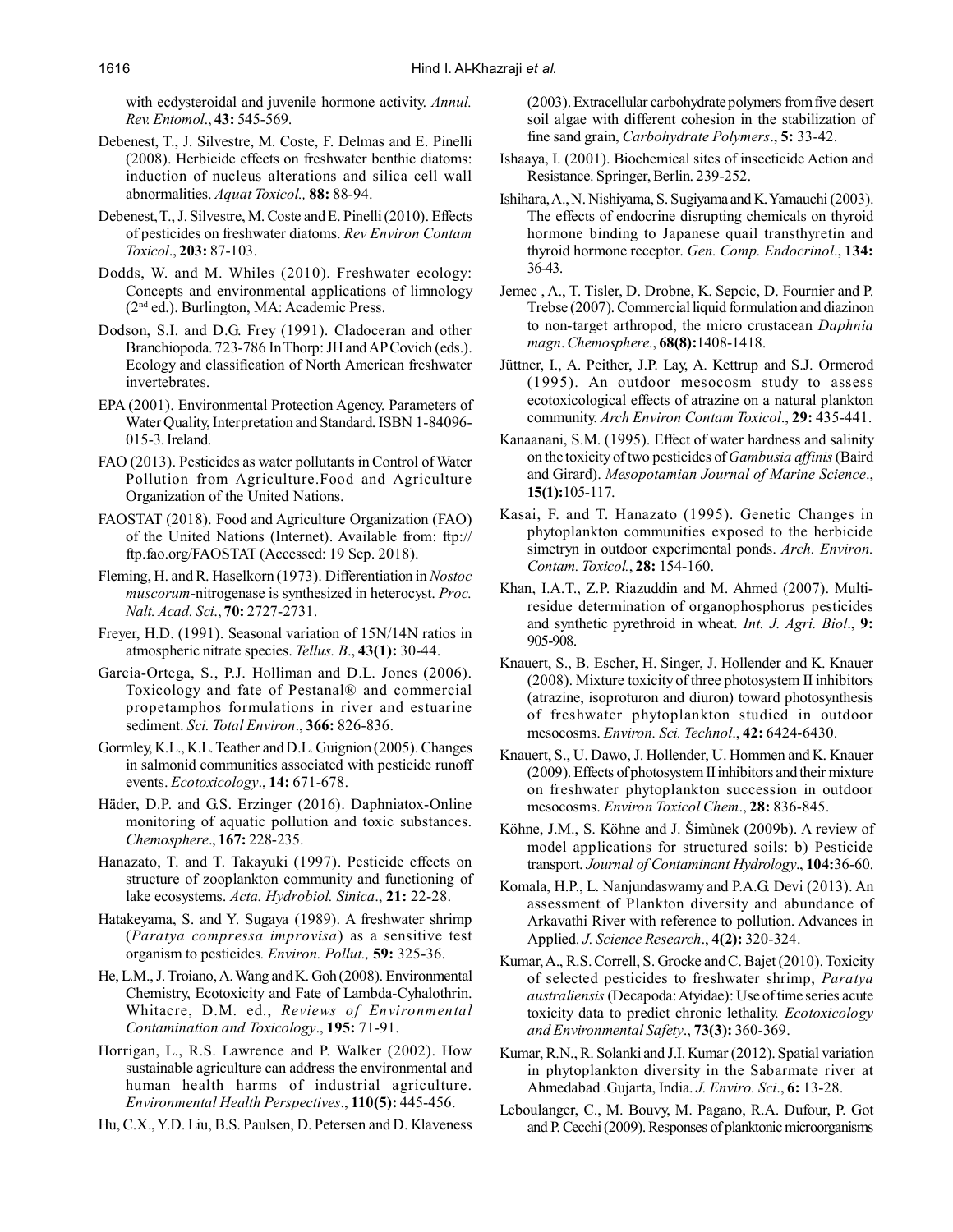with ecdysteroidal and juvenile hormone activity. *Annul. Rev. Entomol*., **43:** 545-569.

Debenest, T., J. Silvestre, M. Coste, F. Delmas and E. Pinelli (2008). Herbicide effects on freshwater benthic diatoms: induction of nucleus alterations and silica cell wall abnormalities. *Aquat Toxicol.,* **88:** 88-94.

Debenest, T., J. Silvestre, M. Coste and E. Pinelli (2010). Effects of pesticides on freshwater diatoms. *Rev Environ Contam Toxicol*., **203:** 87-103.

Dodds, W. and M. Whiles (2010). Freshwater ecology: Concepts and environmental applications of limnology (2nd ed.). Burlington, MA: Academic Press.

Dodson, S.I. and D.G. Frey (1991). Cladoceran and other Branchiopoda. 723-786 In Thorp: JH and AP Covich (eds.). Ecology and classification of North American freshwater invertebrates.

EPA (2001). Environmental Protection Agency. Parameters of Water Quality, Interpretation and Standard. ISBN 1-84096-015-3. Ireland.

FAO (2013). Pesticides as water pollutants in Control of Water Pollution from Agriculture.Food and Agriculture Organization of the United Nations.

FAOSTAT (2018). Food and Agriculture Organization (FAO) of the United Nations (Internet). Available from: ftp://ftp.fao.org/FAOSTAT (Accessed: 19 Sep. 2018).

Fleming, H. and R. Haselkorn (1973). Differentiation in *Nostoc muscorum*-nitrogenase is synthesized in heterocyst. *Proc. Nalt. Acad. Sci*., **70:** 2727-2731.

Freyer, H.D. (1991). Seasonal variation of 15N/14N ratios in atmospheric nitrate species. *Tellus. B*., **43(1):** 30-44.

Garcia-Ortega, S., P.J. Holliman and D.L. Jones (2006). Toxicology and fate of Pestanal® and commercial propetamphos formulations in river and estuarine sediment. *Sci. Total Environ*., **366:** 826-836.

Gormley, K.L., K.L. Teather and D.L. Guignion (2005). Changes in salmonid communities associated with pesticide runoff events. *Ecotoxicology*., **14:** 671-678.

Häder, D.P. and G.S. Erzinger (2016). Daphniatox-Online monitoring of aquatic pollution and toxic substances. *Chemosphere*., **167:** 228-235.

Hanazato, T. and T. Takayuki (1997). Pesticide effects on structure of zooplankton community and functioning of lake ecosystems. *Acta. Hydrobiol. Sinica*., **21:** 22-28.

Hatakeyama, S. and Y. Sugaya (1989). A freshwater shrimp (*Paratya compressa improvisa*) as a sensitive test organism to pesticides*. Environ. Pollut.,* **59:** 325-36.

He, L.M., J. Troiano, A. Wang and K. Goh (2008). Environmental Chemistry, Ecotoxicity and Fate of Lambda-Cyhalothrin. Whitacre, D.M. ed., *Reviews of Environmental Contamination and Toxicology*., **195:** 71-91.

Horrigan, L., R.S. Lawrence and P. Walker (2002). How sustainable agriculture can address the environmental and human health harms of industrial agriculture. *Environmental Health Perspectives*., **110(5):** 445-456.

Hu, C.X., Y.D. Liu, B.S. Paulsen, D. Petersen and D. Klaveness (2003). Extracellular carbohydrate polymers from five desert soil algae with different cohesion in the stabilization of fine sand grain, *Carbohydrate Polymers*., **5:** 33-42.

Ishaaya, I. (2001). Biochemical sites of insecticide Action and Resistance. Springer, Berlin. 239-252.

Ishihara, A., N. Nishiyama, S. Sugiyama and K. Yamauchi (2003). The effects of endocrine disrupting chemicals on thyroid hormone binding to Japanese quail transthyretin and thyroid hormone receptor. *Gen. Comp. Endocrinol*., **134:** 36-43.

Jemec , A., T. Tisler, D. Drobne, K. Sepcic, D. Fournier and P. Trebse (2007). Commercial liquid formulation and diazinon to non-target arthropod, the micro crustacean *Daphnia magn*. *Chemosphere*., **68(8):**1408-1418.

Jüttner, I., A. Peither, J.P. Lay, A. Kettrup and S.J. Ormerod (1995). An outdoor mesocosm study to assess ecotoxicological effects of atrazine on a natural plankton community. *Arch Environ Contam Toxicol*., **29:** 435-441.

Kanaanani, S.M. (1995). Effect of water hardness and salinity on the toxicity of two pesticides of *Gambusia affinis* (Baird and Girard). *Mesopotamian Journal of Marine Science*., **15(1):**105-117.

Kasai, F. and T. Hanazato (1995). Genetic Changes in phytoplankton communities exposed to the herbicide simetryn in outdoor experimental ponds. *Arch. Environ. Contam. Toxicol.*, **28:** 154-160.

Khan, I.A.T., Z.P. Riazuddin and M. Ahmed (2007). Multi-residue determination of organophosphorus pesticides and synthetic pyrethroid in wheat. *Int. J. Agri. Biol*., **9:** 905-908.

Knauert, S., B. Escher, H. Singer, J. Hollender and K. Knauer (2008). Mixture toxicity of three photosystem II inhibitors (atrazine, isoproturon and diuron) toward photosynthesis of freshwater phytoplankton studied in outdoor mesocosms. *Environ. Sci. Technol*., **42:** 6424-6430.

Knauert, S., U. Dawo, J. Hollender, U. Hommen and K. Knauer (2009). Effects of photosystem II inhibitors and their mixture on freshwater phytoplankton succession in outdoor mesocosms. *Environ Toxicol Chem*., **28:** 836-845.

Köhne, J.M., S. Köhne and J. Šimùnek (2009b). A review of model applications for structured soils: b) Pesticide transport. *Journal of Contaminant Hydrology*., **104:**36-60.

Komala, H.P., L. Nanjundaswamy and P.A.G. Devi (2013). An assessment of Plankton diversity and abundance of Arkavathi River with reference to pollution. Advances in Applied. *J. Science Research*., **4(2):** 320-324.

Kumar, A., R.S. Correll, S. Grocke and C. Bajet (2010). Toxicity of selected pesticides to freshwater shrimp, *Paratya australiensis* (Decapoda: Atyidae): Use of time series acute toxicity data to predict chronic lethality. *Ecotoxicology and Environmental Safety*., **73(3):** 360-369.

Kumar, R.N., R. Solanki and J.I. Kumar (2012). Spatial variation in phytoplankton diversity in the Sabarmate river at Ahmedabad .Gujarta, India. *J. Enviro. Sci*., **6:** 13-28.

Leboulanger, C., M. Bouvy, M. Pagano, R.A. Dufour, P. Got and P. Cecchi (2009). Responses of planktonic microorganisms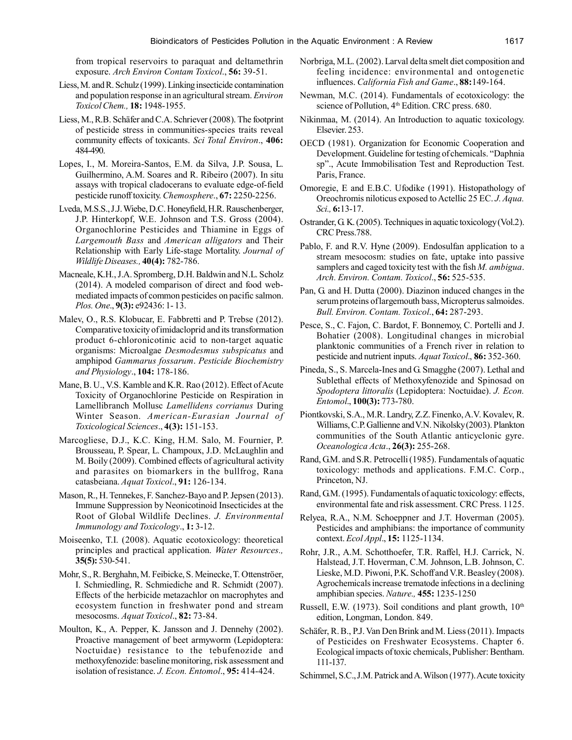from tropical reservoirs to paraquat and deltamethrin exposure. *Arch Environ Contam Toxicol*., **56:** 39-51.

Liess, M. and R. Schulz (1999). Linking insecticide contamination and population response in an agricultural stream. *Environ Toxicol Chem.,* **18:** 1948-1955.

Liess, M., R.B. Schäfer and C.A. Schriever (2008). The footprint of pesticide stress in communities-species traits reveal community effects of toxicants. *Sci Total Environ*., **406:** 484-490.

Lopes, I., M. Moreira-Santos, E.M. da Silva, J.P. Sousa, L. Guilhermino, A.M. Soares and R. Ribeiro (2007). In situ assays with tropical cladocerans to evaluate edge-of-field pesticide runoff toxicity. *Chemosphere*., **67:** 2250-2256.

Lveda, M.S.S., J.J. Wiebe, D.C. Honeyfield, H.R. Rauschenberger, J.P. Hinterkopf, W.E. Johnson and T.S. Gross (2004). Organochlorine Pesticides and Thiamine in Eggs of *Largemouth Bass* and *American alligators* and Their Relationship with Early Life-stage Mortality. *Journal of Wildlife Diseases.,* **40(4):** 782-786.

Macneale, K.H., J.A. Spromberg, D.H. Baldwin and N.L. Scholz (2014). A modeled comparison of direct and food web-mediated impacts of common pesticides on pacific salmon. *Plos. One*., **9(3):** e92436: 1- 13.

Malev, O., R.S. Klobucar, E. Fabbretti and P. Trebse (2012). Comparative toxicity of imidacloprid and its transformation product 6-chloronicotinic acid to non-target aquatic organisms: Microalgae *Desmodesmus subspicatus* and amphipod *Gammarus fossarum*. *Pesticide Biochemistry and Physiology*., **104:** 178-186.

Mane, B. U., V.S. Kamble and K.R. Rao (2012). Effect of Acute Toxicity of Organochlorine Pesticide on Respiration in Lamellibranch Mollusc *Lamellidens corrianus* During Winter Season. *American-Eurasian Journal of Toxicological Sciences*., **4(3):** 151-153.

Marcogliese, D.J., K.C. King, H.M. Salo, M. Fournier, P. Brousseau, P. Spear, L. Champoux, J.D. McLaughlin and M. Boily (2009). Combined effects of agricultural activity and parasites on biomarkers in the bullfrog, Rana catasbeiana. *Aquat Toxicol*., **91:** 126-134.

Mason, R., H. Tennekes, F. Sanchez-Bayo and P. Jepsen (2013). Immune Suppression by Neonicotinoid Insecticides at the Root of Global Wildlife Declines. *J. Environmental Immunology and Toxicology*., **1:** 3-12.

Moiseenko, T.I. (2008). Aquatic ecotoxicology: theoretical principles and practical application. *Water Resources.,* **35(5):** 530-541.

Mohr, S., R. Berghahn, M. Feibicke, S. Meinecke, T. Ottenströer, I. Schmiedling, R. Schmiediche and R. Schmidt (2007). Effects of the herbicide metazachlor on macrophytes and ecosystem function in freshwater pond and stream mesocosms. *Aquat Toxicol*., **82:** 73-84.

Moulton, K., A. Pepper, K. Jansson and J. Dennehy (2002). Proactive management of beet armyworm (Lepidoptera: Noctuidae) resistance to the tebufenozide and methoxyfenozide: baseline monitoring, risk assessment and isolation of resistance. *J. Econ. Entomol*., **95:** 414-424.

Norbriga, M.L. (2002). Larval delta smelt diet composition and feeling incidence: environmental and ontogenetic influences. *California Fish and Game*., **88:**149-164.

Newman, M.C. (2014). Fundamentals of ecotoxicology: the science of Pollution, 4th Edition. CRC press. 680.

Nikinmaa, M. (2014). An Introduction to aquatic toxicology. Elsevier. 253.

OECD (1981). Organization for Economic Cooperation and Development. Guideline for testing of chemicals. "Daphnia sp"., Acute Immobilisation Test and Reproduction Test. Paris, France.

Omoregie, E and E.B.C. Ufodike (1991). Histopathology of Oreochromis niloticus exposed to Actellic 25 EC. *J. Aqua. Sci.,* **6:**13-17.

Ostrander, G. K. (2005). Techniques in aquatic toxicology (Vol.2). CRC Press.788.

Pablo, F. and R.V. Hyne (2009). Endosulfan application to a stream mesocosm: studies on fate, uptake into passive samplers and caged toxicity test with the fish *M. ambigua*. *Arch. Environ. Contam. Toxicol*., **56:** 525-535.

Pan, G. and H. Dutta (2000). Diazinon induced changes in the serum proteins of largemouth bass, Micropterus salmoides. *Bull. Environ. Contam. Toxicol*., **64:** 287-293.

Pesce, S., C. Fajon, C. Bardot, F. Bonnemoy, C. Portelli and J. Bohatier (2008). Longitudinal changes in microbial planktonic communities of a French river in relation to pesticide and nutrient inputs. *Aquat Toxicol*., **86:** 352-360.

Pineda, S., S. Marcela-Ines and G. Smagghe (2007). Lethal and Sublethal effects of Methoxyfenozide and Spinosad on *Spodoptera littoralis* (Lepidoptera: Noctuidae). *J. Econ. Entomol*., **100(3):** 773-780.

Piontkovski, S.A., M.R. Landry, Z.Z. Finenko, A.V. Kovalev, R. Williams, C.P. Gallienne and V.N. Nikolsky (2003). Plankton communities of the South Atlantic anticyclonic gyre. *Oceanologica Acta*., **26(3):** 255-268.

Rand, G.M. and S.R. Petrocelli (1985). Fundamentals of aquatic toxicology: methods and applications. F.M.C. Corp., Princeton, NJ.

Rand, G.M. (1995). Fundamentals of aquatic toxicology: effects, environmental fate and risk assessment. CRC Press. 1125.

Relyea, R.A., N.M. Schoeppner and J.T. Hoverman (2005). Pesticides and amphibians: the importance of community context. *Ecol Appl*., **15:** 1125-1134.

Rohr, J.R., A.M. Schotthoefer, T.R. Raffel, H.J. Carrick, N. Halstead, J.T. Hoverman, C.M. Johnson, L.B. Johnson, C. Lieske, M.D. Piwoni, P.K. Schoff and V.R. Beasley (2008). Agrochemicals increase trematode infections in a declining amphibian species. *Nature.,* **455:** 1235-1250

Russell, E.W. (1973). Soil conditions and plant growth, 10th edition, Longman, London. 849.

Schäfer, R. B., P.J. Van Den Brink and M. Liess (2011). Impacts of Pesticides on Freshwater Ecosystems. Chapter 6. Ecological impacts of toxic chemicals, Publisher: Bentham. 111-137.

Schimmel, S.C., J.M. Patrick and A. Wilson (1977). Acute toxicity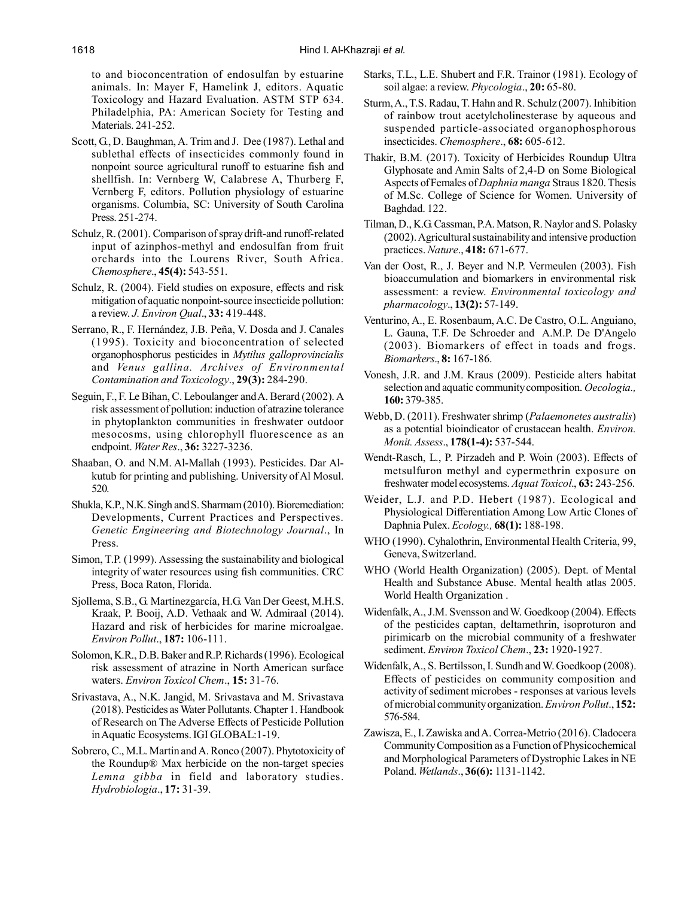to and bioconcentration of endosulfan by estuarine animals. In: Mayer F, Hamelink J, editors. Aquatic Toxicology and Hazard Evaluation. ASTM STP 634. Philadelphia, PA: American Society for Testing and Materials. 241-252.

Scott, G., D. Baughman, A. Trim and J. Dee (1987). Lethal and sublethal effects of insecticides commonly found in nonpoint source agricultural runoff to estuarine fish and shellfish. In: Vernberg W, Calabrese A, Thurberg F, Vernberg F, editors. Pollution physiology of estuarine organisms. Columbia, SC: University of South Carolina Press. 251-274.

Schulz, R. (2001). Comparison of spray drift-and runoff-related input of azinphos-methyl and endosulfan from fruit orchards into the Lourens River, South Africa. *Chemosphere*., **45(4):** 543-551.

Schulz, R. (2004). Field studies on exposure, effects and risk mitigation of aquatic nonpoint-source insecticide pollution: a review. *J. Environ Qual*., **33:** 419-448.

Serrano, R., F. Hernández, J.B. Peña, V. Dosda and J. Canales (1995). Toxicity and bioconcentration of selected organophosphorus pesticides in *Mytilus galloprovincialis* and *Venus gallina. Archives of Environmental Contamination and Toxicology*., **29(3):** 284-290.

Seguin, F., F. Le Bihan, C. Leboulanger and A. Berard (2002). A risk assessment of pollution: induction of atrazine tolerance in phytoplankton communities in freshwater outdoor mesocosms, using chlorophyll fluorescence as an endpoint. *Water Res*., **36:** 3227-3236.

Shaaban, O. and N.M. Al-Mallah (1993). Pesticides. Dar Al-kutub for printing and publishing. University of Al Mosul. 520.

Shukla, K.P., N.K. Singh and S. Sharmam (2010). Bioremediation: Developments, Current Practices and Perspectives. *Genetic Engineering and Biotechnology Journal*., In Press.

Simon, T.P. (1999). Assessing the sustainability and biological integrity of water resources using fish communities. CRC Press, Boca Raton, Florida.

Sjollema, S.B., G. Martínezgarcía, H.G. Van Der Geest, M.H.S. Kraak, P. Booij, A.D. Vethaak and W. Admiraal (2014). Hazard and risk of herbicides for marine microalgae. *Environ Pollut*., **187:** 106-111.

Solomon, K.R., D.B. Baker and R.P. Richards (1996). Ecological risk assessment of atrazine in North American surface waters. *Environ Toxicol Chem*., **15:** 31-76.

Srivastava, A., N.K. Jangid, M. Srivastava and M. Srivastava (2018). Pesticides as Water Pollutants. Chapter 1. Handbook of Research on The Adverse Effects of Pesticide Pollution in Aquatic Ecosystems. IGI GLOBAL:1-19.

Sobrero, C., M.L. Martin and A. Ronco (2007). Phytotoxicity of the Roundup® Max herbicide on the non-target species *Lemna gibba* in field and laboratory studies. *Hydrobiologia*., **17:** 31-39.

Starks, T.L., L.E. Shubert and F.R. Trainor (1981). Ecology of soil algae: a review. *Phycologia*., **20:** 65-80.

Sturm, A., T.S. Radau, T. Hahn and R. Schulz (2007). Inhibition of rainbow trout acetylcholinesterase by aqueous and suspended particle-associated organophosphorous insecticides. *Chemosphere*., **68:** 605-612.

Thakir, B.M. (2017). Toxicity of Herbicides Roundup Ultra Glyphosate and Amin Salts of 2,4-D on Some Biological Aspects of Females of *Daphnia manga* Straus 1820. Thesis of M.Sc. College of Science for Women. University of Baghdad. 122.

Tilman, D., K.G. Cassman, P.A. Matson, R. Naylor and S. Polasky (2002). Agricultural sustainability and intensive production practices. *Nature*., **418:** 671-677.

Van der Oost, R., J. Beyer and N.P. Vermeulen (2003). Fish bioaccumulation and biomarkers in environmental risk assessment: a review. *Environmental toxicology and pharmacology*., **13(2):** 57-149.

Venturino, A., E. Rosenbaum, A.C. De Castro, O.L. Anguiano, L. Gauna, T.F. De Schroeder and A.M.P. De D'Angelo (2003). Biomarkers of effect in toads and frogs. *Biomarkers*., **8:** 167-186.

Vonesh, J.R. and J.M. Kraus (2009). Pesticide alters habitat selection and aquatic community composition. *Oecologia.,* **160:** 379-385.

Webb, D. (2011). Freshwater shrimp (*Palaemonetes australis*) as a potential bioindicator of crustacean health. *Environ. Monit. Assess*., **178(1-4):** 537-544.

Wendt-Rasch, L., P. Pirzadeh and P. Woin (2003). Effects of metsulfuron methyl and cypermethrin exposure on freshwater model ecosystems. *Aquat Toxicol*., **63:** 243-256.

Weider, L.J. and P.D. Hebert (1987). Ecological and Physiological Differentiation Among Low Artic Clones of Daphnia Pulex. *Ecology.,* **68(1):** 188-198.

WHO (1990). Cyhalothrin, Environmental Health Criteria, 99, Geneva, Switzerland.

WHO (World Health Organization) (2005). Dept. of Mental Health and Substance Abuse. Mental health atlas 2005. World Health Organization .

Widenfalk, A., J.M. Svensson and W. Goedkoop (2004). Effects of the pesticides captan, deltamethrin, isoproturon and pirimicarb on the microbial community of a freshwater sediment. *Environ Toxicol Chem*., **23:** 1920-1927.

Widenfalk, A., S. Bertilsson, I. Sundh and W. Goedkoop (2008). Effects of pesticides on community composition and activity of sediment microbes - responses at various levels of microbial community organization. *Environ Pollut*., **152:** 576-584.

Zawisza, E., I. Zawiska and A. Correa-Metrio (2016). Cladocera Community Composition as a Function of Physicochemical and Morphological Parameters of Dystrophic Lakes in NE Poland. *Wetlands*., **36(6):** 1131-1142.